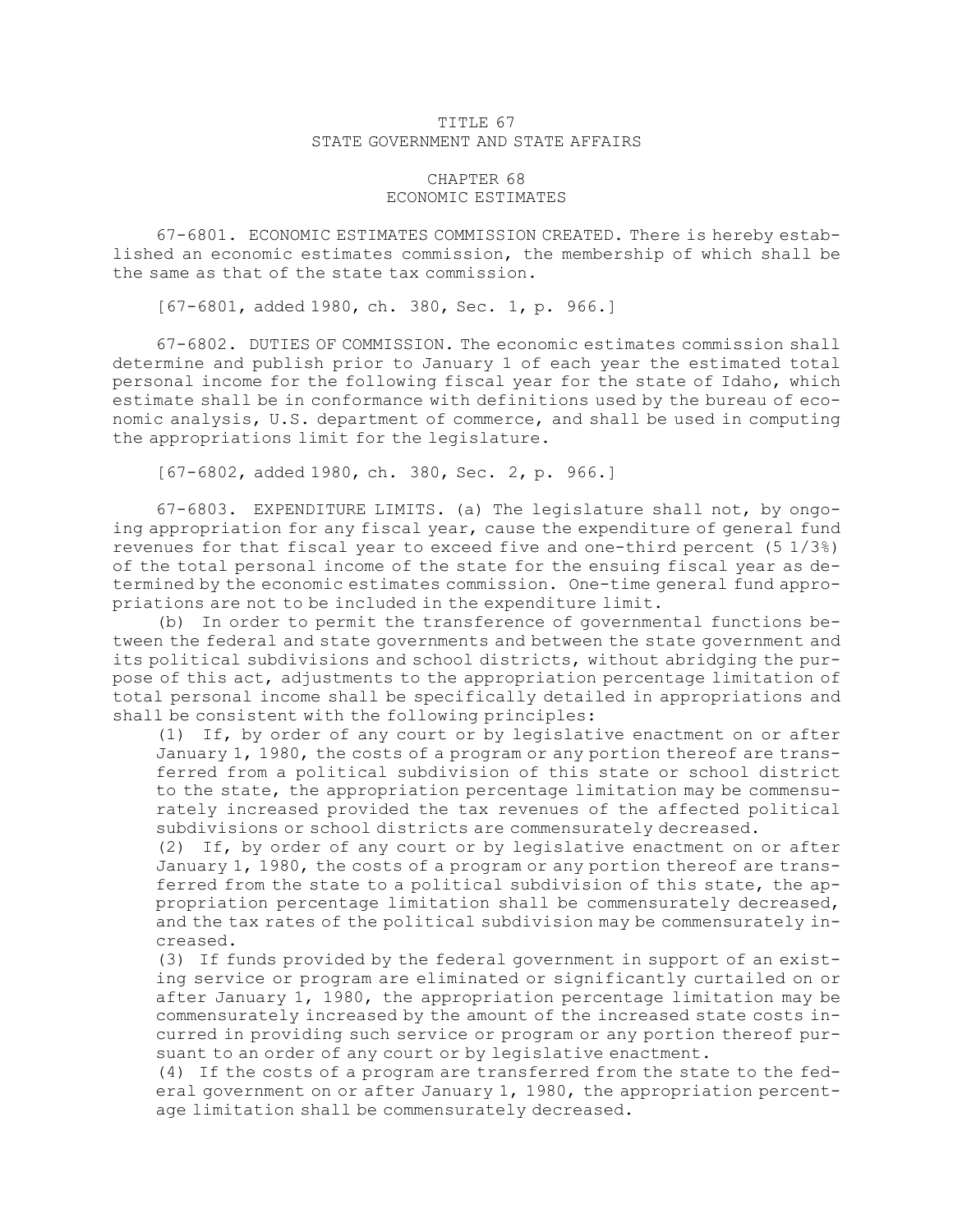# TITLE 67
# STATE GOVERNMENT AND STATE AFFAIRS

## CHAPTER 68
## ECONOMIC ESTIMATES

67-6801. ECONOMIC ESTIMATES COMMISSION CREATED. There is hereby established an economic estimates commission, the membership of which shall be the same as that of the state tax commission.

[67-6801, added 1980, ch. 380, Sec. 1, p. 966.]

67-6802. DUTIES OF COMMISSION. The economic estimates commission shall determine and publish prior to January 1 of each year the estimated total personal income for the following fiscal year for the state of Idaho, which estimate shall be in conformance with definitions used by the bureau of economic analysis, U.S. department of commerce, and shall be used in computing the appropriations limit for the legislature.

[67-6802, added 1980, ch. 380, Sec. 2, p. 966.]

67-6803. EXPENDITURE LIMITS. (a) The legislature shall not, by ongoing appropriation for any fiscal year, cause the expenditure of general fund revenues for that fiscal year to exceed five and one-third percent (5 1/3%) of the total personal income of the state for the ensuing fiscal year as determined by the economic estimates commission. One-time general fund appropriations are not to be included in the expenditure limit.

(b) In order to permit the transference of governmental functions between the federal and state governments and between the state government and its political subdivisions and school districts, without abridging the purpose of this act, adjustments to the appropriation percentage limitation of total personal income shall be specifically detailed in appropriations and shall be consistent with the following principles:

(1) If, by order of any court or by legislative enactment on or after January 1, 1980, the costs of a program or any portion thereof are transferred from a political subdivision of this state or school district to the state, the appropriation percentage limitation may be commensurately increased provided the tax revenues of the affected political subdivisions or school districts are commensurately decreased.

(2) If, by order of any court or by legislative enactment on or after January 1, 1980, the costs of a program or any portion thereof are transferred from the state to a political subdivision of this state, the appropriation percentage limitation shall be commensurately decreased, and the tax rates of the political subdivision may be commensurately increased.

(3) If funds provided by the federal government in support of an existing service or program are eliminated or significantly curtailed on or after January 1, 1980, the appropriation percentage limitation may be commensurately increased by the amount of the increased state costs incurred in providing such service or program or any portion thereof pursuant to an order of any court or by legislative enactment.

(4) If the costs of a program are transferred from the state to the federal government on or after January 1, 1980, the appropriation percentage limitation shall be commensurately decreased.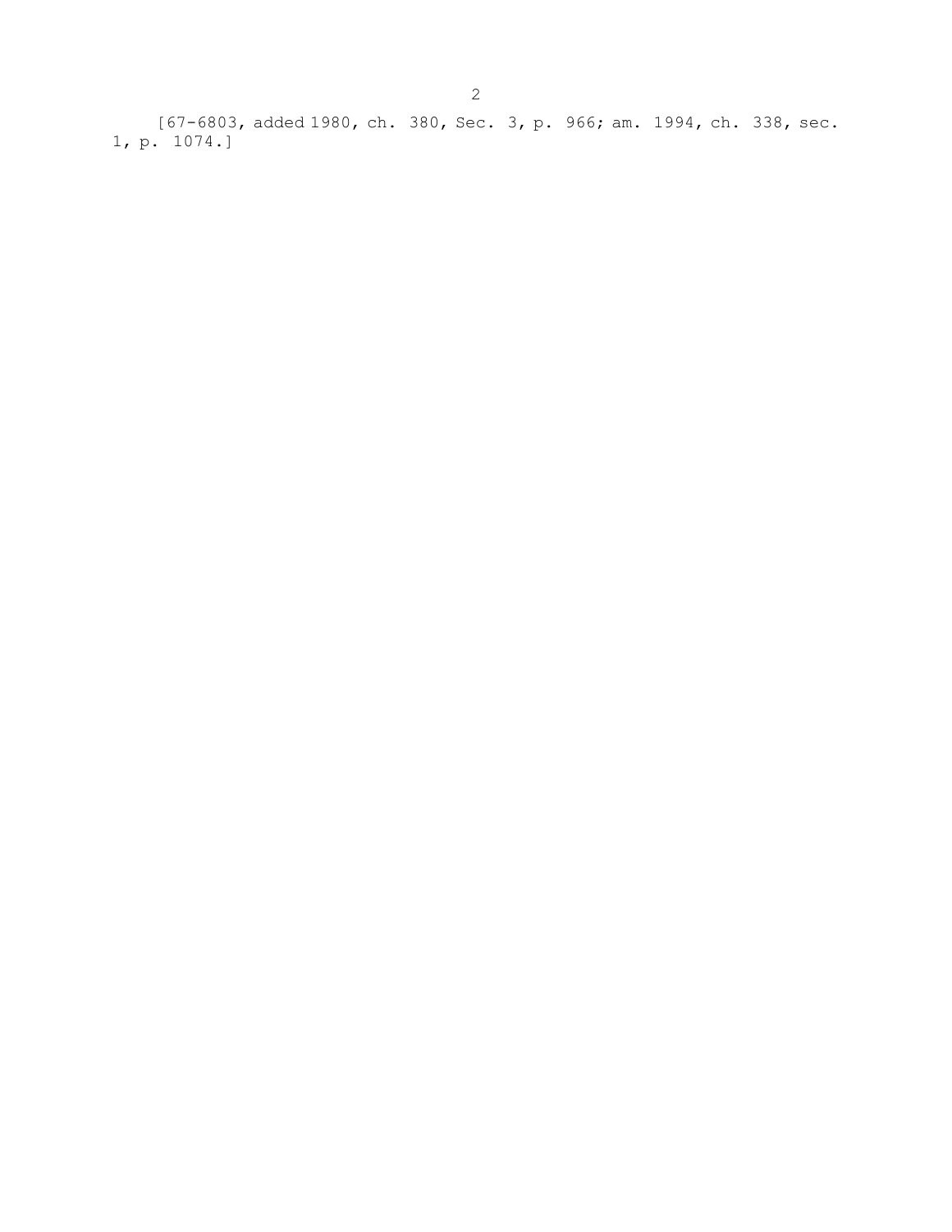[67-6803, added 1980, ch. 380, Sec. 3, p. 966; am. 1994, ch. 338, sec. 1, p. 1074.]